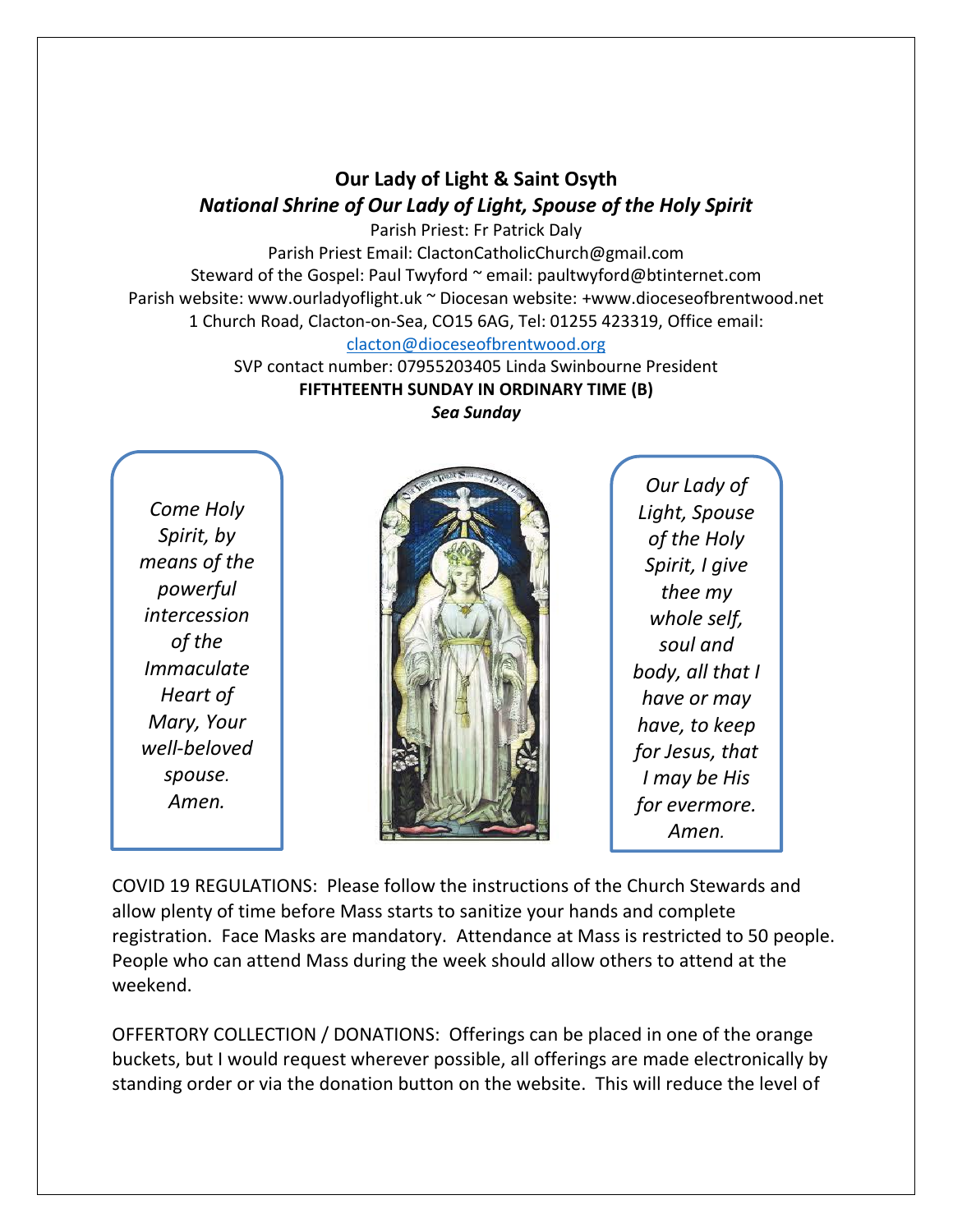# Our Lady of Light & Saint Osyth

## *National Shrine of Our Lady of Light, Spouse of the Holy Spirit*

Parish Priest: Fr Patrick Daly
Parish Priest Email: ClactonCatholicChurch@gmail.com
Steward of the Gospel: Paul Twyford ~ email: paultwyford@btinternet.com
Parish website: www.ourladyoflight.uk ~ Diocesan website: +www.dioceseofbrentwood.net
1 Church Road, Clacton-on-Sea, CO15 6AG, Tel: 01255 423319, Office email:
clacton@dioceseofbrentwood.org
SVP contact number: 07955203405 Linda Swinbourne President

**FIFTHTEENTH SUNDAY IN ORDINARY TIME (B)**

***Sea Sunday***

*Come Holy Spirit, by means of the powerful intercession of the Immaculate Heart of Mary, Your well-beloved spouse. Amen.*

*Our Lady of Light, Spouse of the Holy Spirit, I give thee my whole self, soul and body, all that I have or may have, to keep for Jesus, that I may be His for evermore. Amen.*

COVID 19 REGULATIONS: Please follow the instructions of the Church Stewards and allow plenty of time before Mass starts to sanitize your hands and complete registration. Face Masks are mandatory. Attendance at Mass is restricted to 50 people. People who can attend Mass during the week should allow others to attend at the weekend.

OFFERTORY COLLECTION / DONATIONS: Offerings can be placed in one of the orange buckets, but I would request wherever possible, all offerings are made electronically by standing order or via the donation button on the website. This will reduce the level of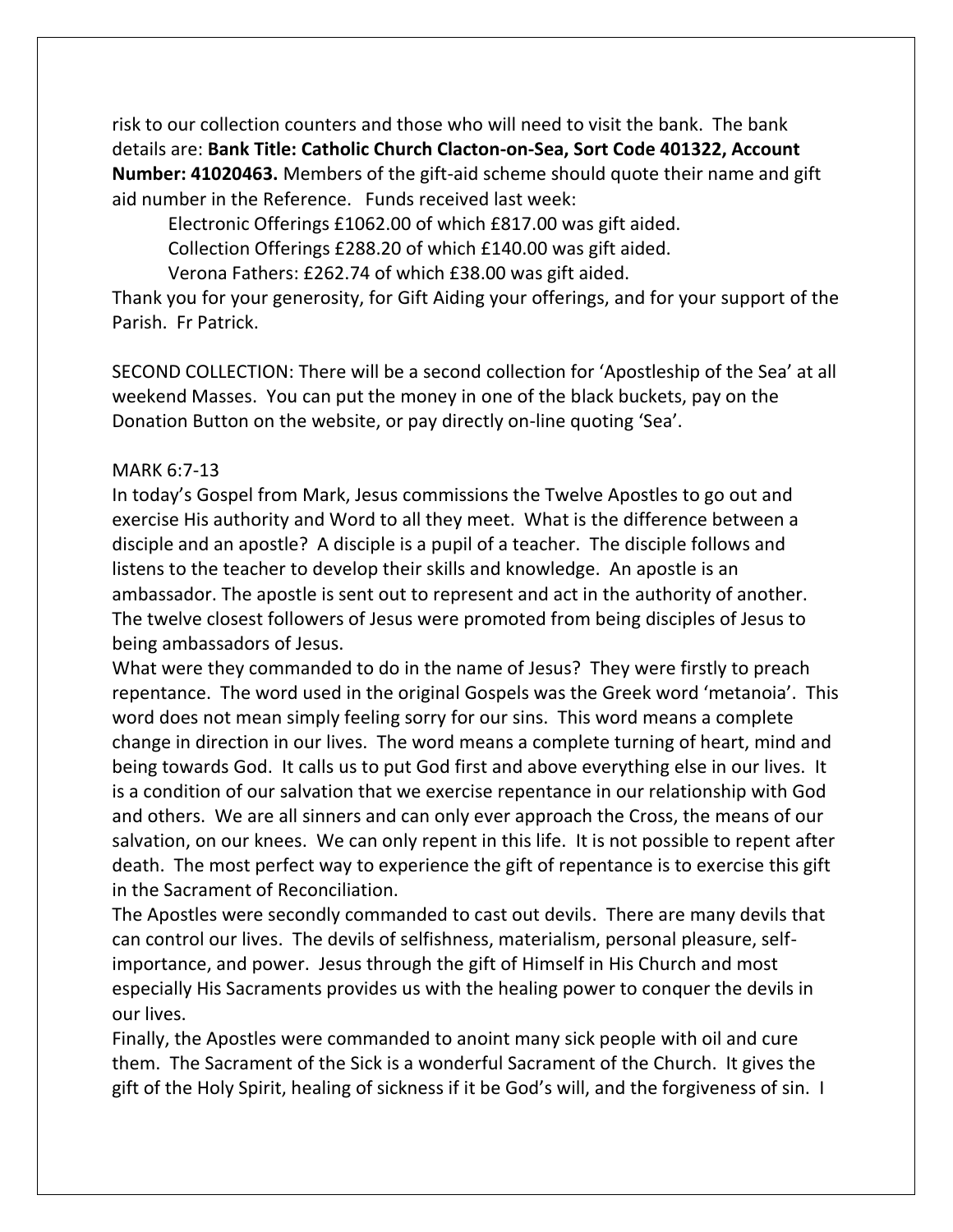risk to our collection counters and those who will need to visit the bank. The bank details are: **Bank Title: Catholic Church Clacton-on-Sea, Sort Code 401322, Account Number: 41020463.** Members of the gift-aid scheme should quote their name and gift aid number in the Reference. Funds received last week:

Electronic Offerings £1062.00 of which £817.00 was gift aided.
Collection Offerings £288.20 of which £140.00 was gift aided.
Verona Fathers: £262.74 of which £38.00 was gift aided.

Thank you for your generosity, for Gift Aiding your offerings, and for your support of the Parish. Fr Patrick.

SECOND COLLECTION: There will be a second collection for 'Apostleship of the Sea' at all weekend Masses. You can put the money in one of the black buckets, pay on the Donation Button on the website, or pay directly on-line quoting 'Sea'.

MARK 6:7-13

In today's Gospel from Mark, Jesus commissions the Twelve Apostles to go out and exercise His authority and Word to all they meet. What is the difference between a disciple and an apostle? A disciple is a pupil of a teacher. The disciple follows and listens to the teacher to develop their skills and knowledge. An apostle is an ambassador. The apostle is sent out to represent and act in the authority of another. The twelve closest followers of Jesus were promoted from being disciples of Jesus to being ambassadors of Jesus.

What were they commanded to do in the name of Jesus? They were firstly to preach repentance. The word used in the original Gospels was the Greek word 'metanoia'. This word does not mean simply feeling sorry for our sins. This word means a complete change in direction in our lives. The word means a complete turning of heart, mind and being towards God. It calls us to put God first and above everything else in our lives. It is a condition of our salvation that we exercise repentance in our relationship with God and others. We are all sinners and can only ever approach the Cross, the means of our salvation, on our knees. We can only repent in this life. It is not possible to repent after death. The most perfect way to experience the gift of repentance is to exercise this gift in the Sacrament of Reconciliation.

The Apostles were secondly commanded to cast out devils. There are many devils that can control our lives. The devils of selfishness, materialism, personal pleasure, self-importance, and power. Jesus through the gift of Himself in His Church and most especially His Sacraments provides us with the healing power to conquer the devils in our lives.

Finally, the Apostles were commanded to anoint many sick people with oil and cure them. The Sacrament of the Sick is a wonderful Sacrament of the Church. It gives the gift of the Holy Spirit, healing of sickness if it be God's will, and the forgiveness of sin. I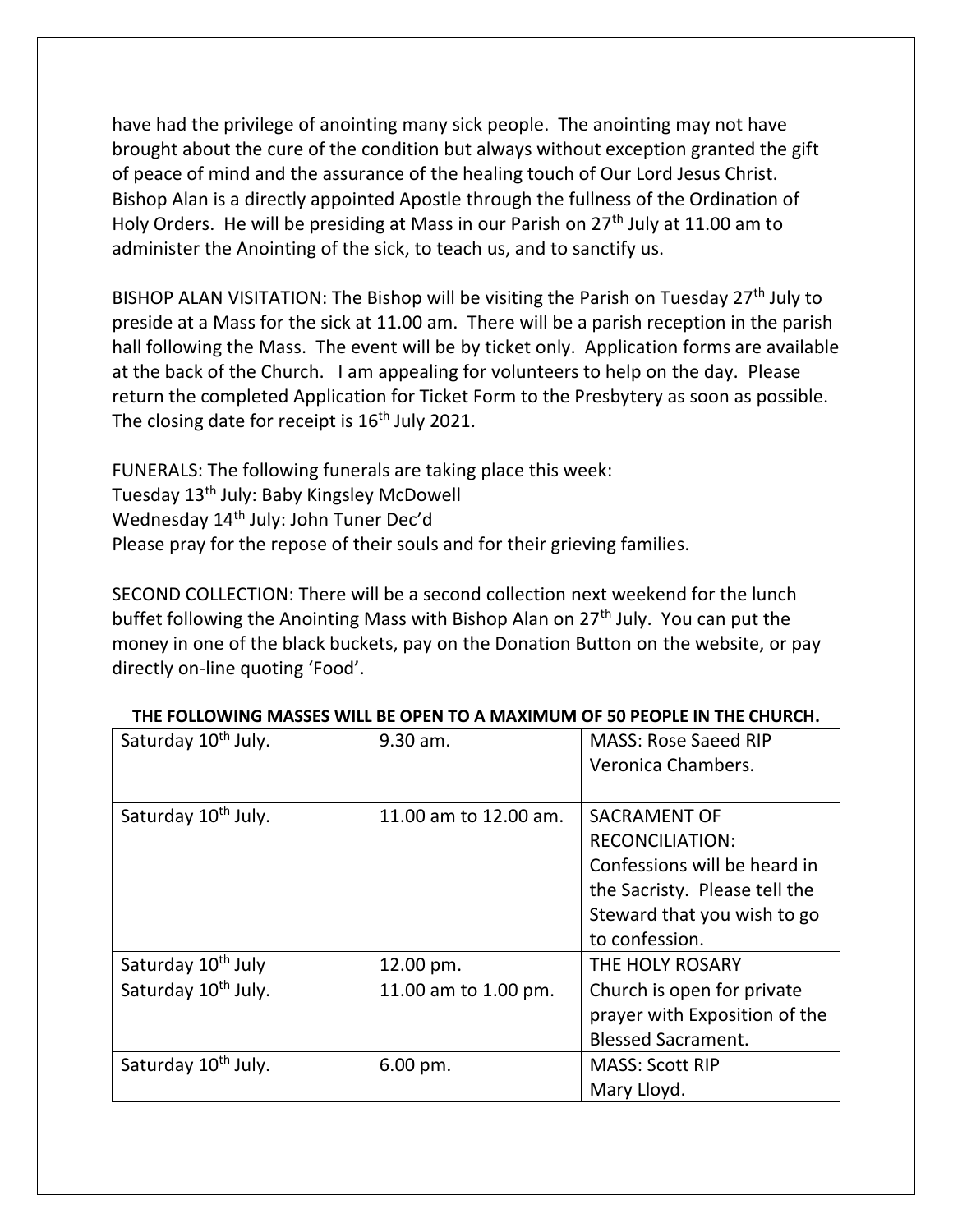have had the privilege of anointing many sick people. The anointing may not have brought about the cure of the condition but always without exception granted the gift of peace of mind and the assurance of the healing touch of Our Lord Jesus Christ. Bishop Alan is a directly appointed Apostle through the fullness of the Ordination of Holy Orders. He will be presiding at Mass in our Parish on 27th July at 11.00 am to administer the Anointing of the sick, to teach us, and to sanctify us.

BISHOP ALAN VISITATION: The Bishop will be visiting the Parish on Tuesday 27th July to preside at a Mass for the sick at 11.00 am. There will be a parish reception in the parish hall following the Mass. The event will be by ticket only. Application forms are available at the back of the Church. I am appealing for volunteers to help on the day. Please return the completed Application for Ticket Form to the Presbytery as soon as possible. The closing date for receipt is 16th July 2021.

FUNERALS: The following funerals are taking place this week:
Tuesday 13th July: Baby Kingsley McDowell
Wednesday 14th July: John Tuner Dec'd
Please pray for the repose of their souls and for their grieving families.

SECOND COLLECTION: There will be a second collection next weekend for the lunch buffet following the Anointing Mass with Bishop Alan on 27th July. You can put the money in one of the black buckets, pay on the Donation Button on the website, or pay directly on-line quoting 'Food'.

**THE FOLLOWING MASSES WILL BE OPEN TO A MAXIMUM OF 50 PEOPLE IN THE CHURCH.**

| | | |
|---|---|---|
| Saturday 10th July. | 9.30 am. | MASS: Rose Saeed RIP Veronica Chambers. |
| Saturday 10th July. | 11.00 am to 12.00 am. | SACRAMENT OF RECONCILIATION: Confessions will be heard in the Sacristy. Please tell the Steward that you wish to go to confession. |
| Saturday 10th July | 12.00 pm. | THE HOLY ROSARY |
| Saturday 10th July. | 11.00 am to 1.00 pm. | Church is open for private prayer with Exposition of the Blessed Sacrament. |
| Saturday 10th July. | 6.00 pm. | MASS: Scott RIP Mary Lloyd. |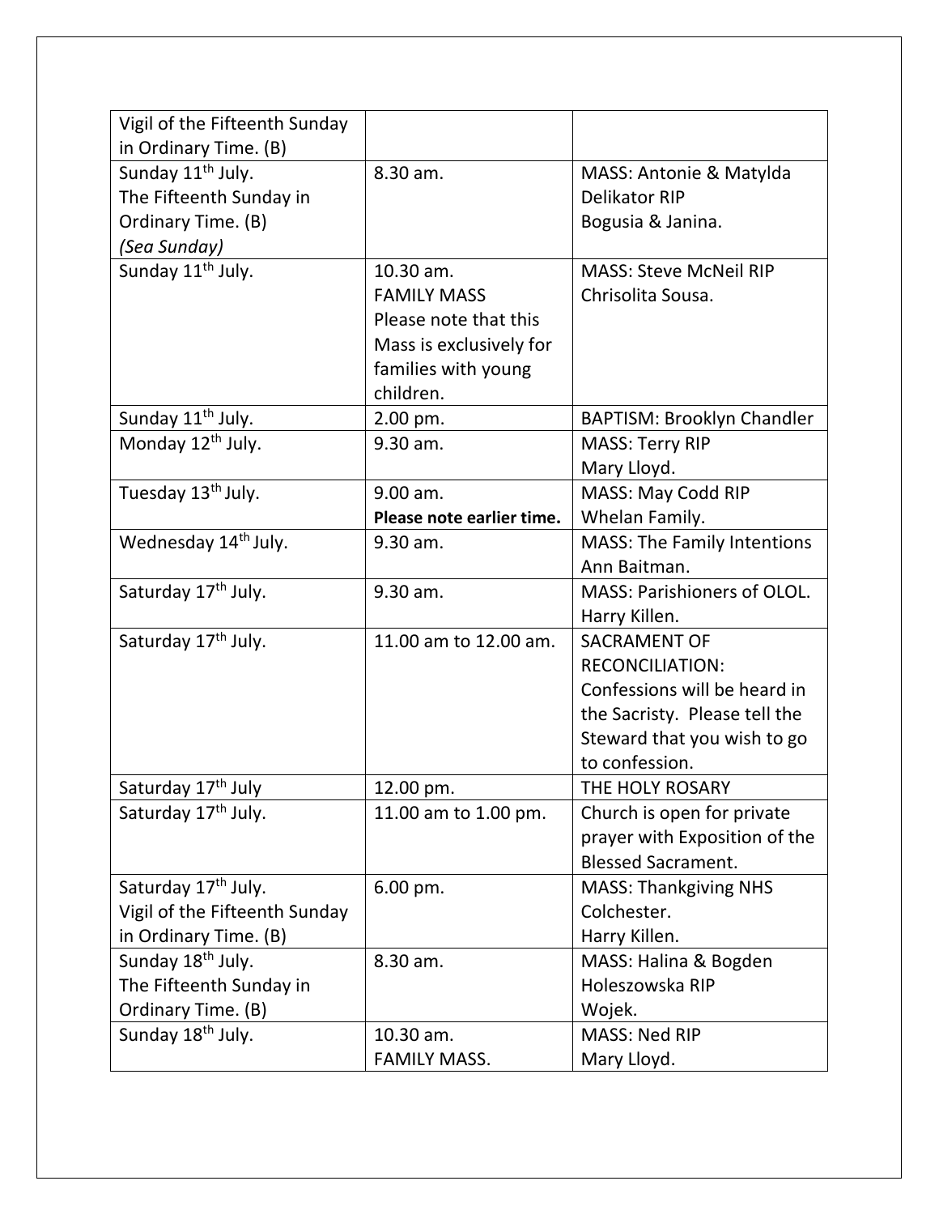| | | |
|---|---|---|
| Vigil of the Fifteenth Sunday in Ordinary Time. (B) | | |
| Sunday 11th July.<br>The Fifteenth Sunday in Ordinary Time. (B)<br>*(Sea Sunday)* | 8.30 am. | MASS: Antonie & Matylda Delikator RIP<br>Bogusia & Janina. |
| Sunday 11th July. | 10.30 am.<br>FAMILY MASS<br>Please note that this Mass is exclusively for families with young children. | MASS: Steve McNeil RIP<br>Chrisolita Sousa. |
| Sunday 11th July. | 2.00 pm. | BAPTISM: Brooklyn Chandler |
| Monday 12th July. | 9.30 am. | MASS: Terry RIP<br>Mary Lloyd. |
| Tuesday 13th July. | 9.00 am.<br>**Please note earlier time.** | MASS: May Codd RIP<br>Whelan Family. |
| Wednesday 14th July. | 9.30 am. | MASS: The Family Intentions<br>Ann Baitman. |
| Saturday 17th July. | 9.30 am. | MASS: Parishioners of OLOL.<br>Harry Killen. |
| Saturday 17th July. | 11.00 am to 12.00 am. | SACRAMENT OF RECONCILIATION:<br>Confessions will be heard in the Sacristy. Please tell the Steward that you wish to go to confession. |
| Saturday 17th July | 12.00 pm. | THE HOLY ROSARY |
| Saturday 17th July. | 11.00 am to 1.00 pm. | Church is open for private prayer with Exposition of the Blessed Sacrament. |
| Saturday 17th July.<br>Vigil of the Fifteenth Sunday in Ordinary Time. (B) | 6.00 pm. | MASS: Thankgiving NHS Colchester.<br>Harry Killen. |
| Sunday 18th July.<br>The Fifteenth Sunday in Ordinary Time. (B) | 8.30 am. | MASS: Halina & Bogden Holeszowska RIP<br>Wojek. |
| Sunday 18th July. | 10.30 am.<br>FAMILY MASS. | MASS: Ned RIP<br>Mary Lloyd. |